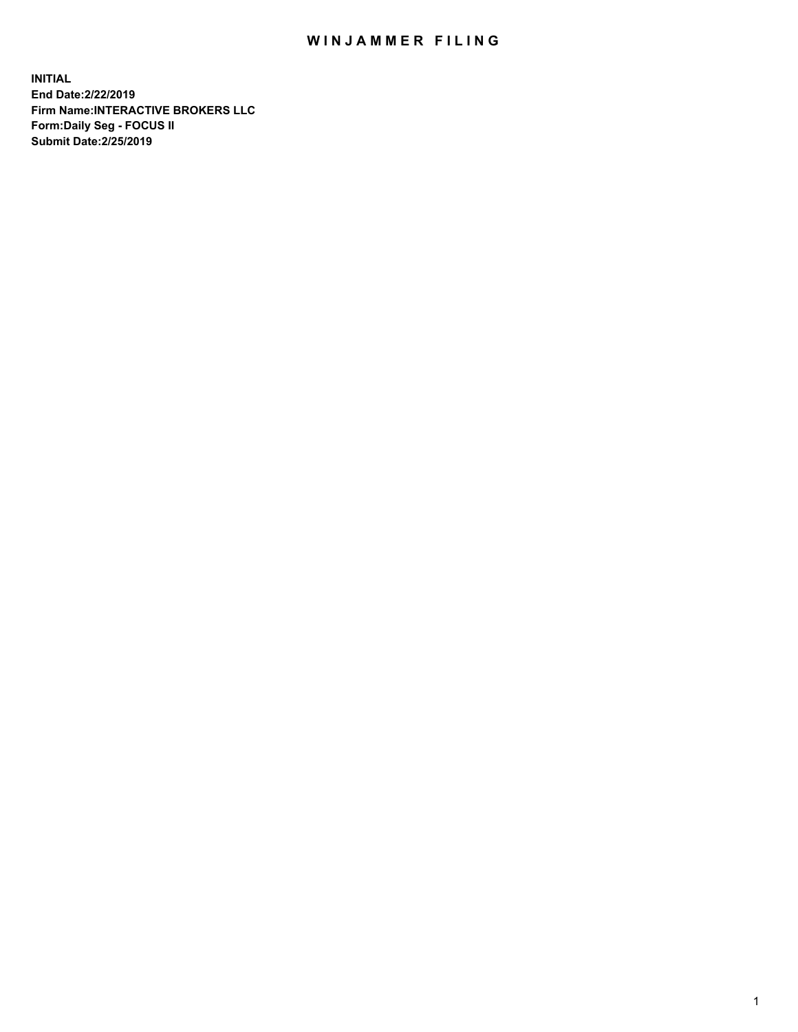# WINJAMMER FILING

**INITIAL**
**End Date:2/22/2019**
**Firm Name:INTERACTIVE BROKERS LLC**
**Form:Daily Seg - FOCUS II**
**Submit Date:2/25/2019**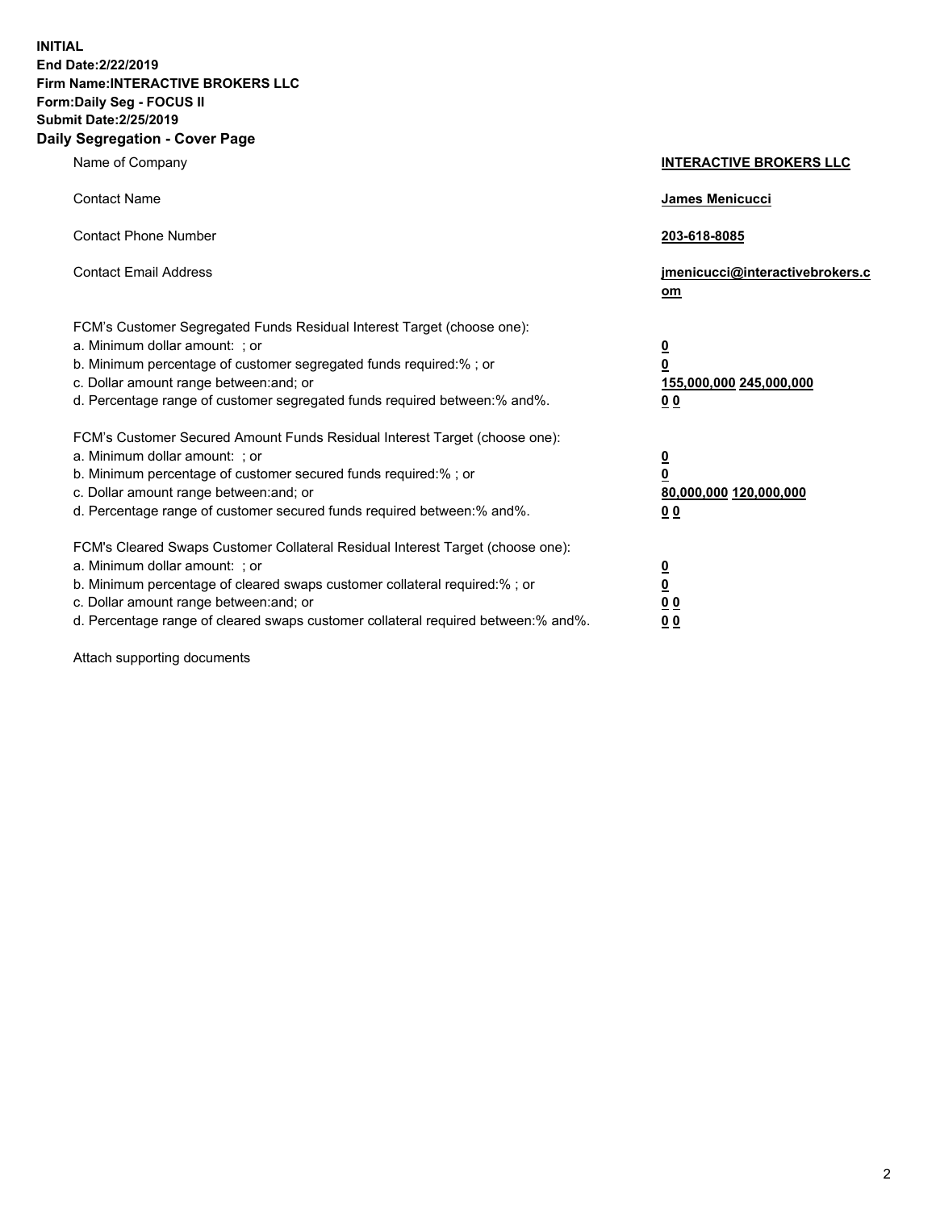**INITIAL**
**End Date:2/22/2019**
**Firm Name:INTERACTIVE BROKERS LLC**
**Form:Daily Seg - FOCUS II**
**Submit Date:2/25/2019**
**Daily Segregation - Cover Page**

| | |
|---|---|
| Name of Company | **INTERACTIVE BROKERS LLC** |
| Contact Name | **James Menicucci** |
| Contact Phone Number | **203-618-8085** |
| Contact Email Address | **jmenicucci@interactivebrokers.com** |

FCM's Customer Segregated Funds Residual Interest Target (choose one):

| | |
|---|---|
| a. Minimum dollar amount: ; or | **0** |
| b. Minimum percentage of customer segregated funds required:% ; or | **0** |
| c. Dollar amount range between:and; or | **155,000,000 245,000,000** |
| d. Percentage range of customer segregated funds required between:% and%. | **0 0** |

FCM's Customer Secured Amount Funds Residual Interest Target (choose one):

| | |
|---|---|
| a. Minimum dollar amount: ; or | **0** |
| b. Minimum percentage of customer secured funds required:% ; or | **0** |
| c. Dollar amount range between:and; or | **80,000,000 120,000,000** |
| d. Percentage range of customer secured funds required between:% and%. | **0 0** |

FCM's Cleared Swaps Customer Collateral Residual Interest Target (choose one):

| | |
|---|---|
| a. Minimum dollar amount: ; or | **0** |
| b. Minimum percentage of cleared swaps customer collateral required:% ; or | **0** |
| c. Dollar amount range between:and; or | **0 0** |
| d. Percentage range of cleared swaps customer collateral required between:% and%. | **0 0** |

Attach supporting documents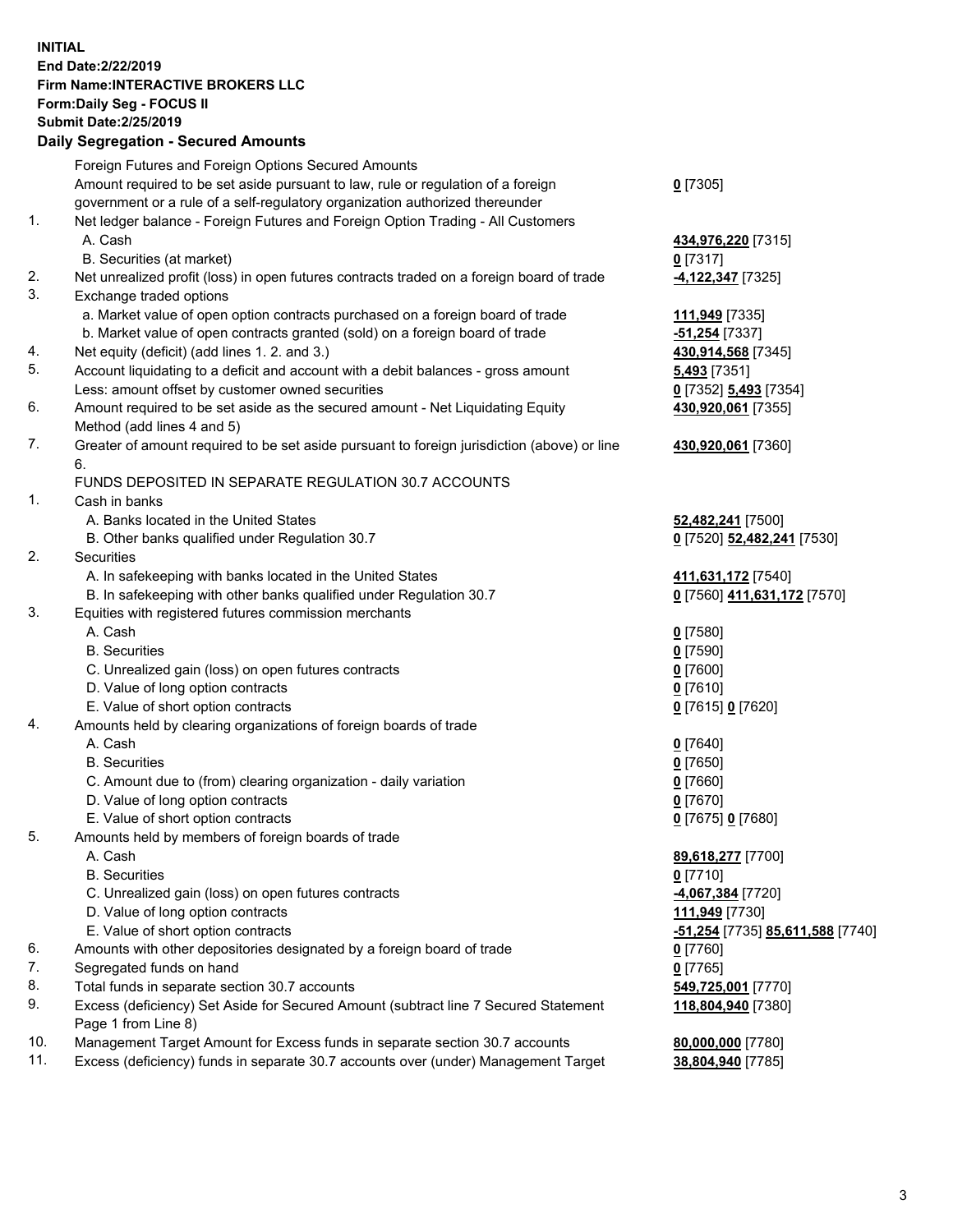**INITIAL**
**End Date:2/22/2019**
**Firm Name:INTERACTIVE BROKERS LLC**
**Form:Daily Seg - FOCUS II**
**Submit Date:2/25/2019**

**Daily Segregation - Secured Amounts**

| | | |
|---|---|---|
| | Foreign Futures and Foreign Options Secured Amounts | |
| | Amount required to be set aside pursuant to law, rule or regulation of a foreign government or a rule of a self-regulatory organization authorized thereunder | **0** [7305] |
| 1. | Net ledger balance - Foreign Futures and Foreign Option Trading - All Customers | |
| | A. Cash | **434,976,220** [7315] |
| | B. Securities (at market) | **0** [7317] |
| 2. | Net unrealized profit (loss) in open futures contracts traded on a foreign board of trade | **-4,122,347** [7325] |
| 3. | Exchange traded options | |
| | a. Market value of open option contracts purchased on a foreign board of trade | **111,949** [7335] |
| | b. Market value of open contracts granted (sold) on a foreign board of trade | **-51,254** [7337] |
| 4. | Net equity (deficit) (add lines 1. 2. and 3.) | **430,914,568** [7345] |
| 5. | Account liquidating to a deficit and account with a debit balances - gross amount | **5,493** [7351] |
| | Less: amount offset by customer owned securities | **0** [7352] **5,493** [7354] |
| 6. | Amount required to be set aside as the secured amount - Net Liquidating Equity Method (add lines 4 and 5) | **430,920,061** [7355] |
| 7. | Greater of amount required to be set aside pursuant to foreign jurisdiction (above) or line 6. | **430,920,061** [7360] |
| | FUNDS DEPOSITED IN SEPARATE REGULATION 30.7 ACCOUNTS | |
| 1. | Cash in banks | |
| | A. Banks located in the United States | **52,482,241** [7500] |
| | B. Other banks qualified under Regulation 30.7 | **0** [7520] **52,482,241** [7530] |
| 2. | Securities | |
| | A. In safekeeping with banks located in the United States | **411,631,172** [7540] |
| | B. In safekeeping with other banks qualified under Regulation 30.7 | **0** [7560] **411,631,172** [7570] |
| 3. | Equities with registered futures commission merchants | |
| | A. Cash | **0** [7580] |
| | B. Securities | **0** [7590] |
| | C. Unrealized gain (loss) on open futures contracts | **0** [7600] |
| | D. Value of long option contracts | **0** [7610] |
| | E. Value of short option contracts | **0** [7615] **0** [7620] |
| 4. | Amounts held by clearing organizations of foreign boards of trade | |
| | A. Cash | **0** [7640] |
| | B. Securities | **0** [7650] |
| | C. Amount due to (from) clearing organization - daily variation | **0** [7660] |
| | D. Value of long option contracts | **0** [7670] |
| | E. Value of short option contracts | **0** [7675] **0** [7680] |
| 5. | Amounts held by members of foreign boards of trade | |
| | A. Cash | **89,618,277** [7700] |
| | B. Securities | **0** [7710] |
| | C. Unrealized gain (loss) on open futures contracts | **-4,067,384** [7720] |
| | D. Value of long option contracts | **111,949** [7730] |
| | E. Value of short option contracts | **-51,254** [7735] **85,611,588** [7740] |
| 6. | Amounts with other depositories designated by a foreign board of trade | **0** [7760] |
| 7. | Segregated funds on hand | **0** [7765] |
| 8. | Total funds in separate section 30.7 accounts | **549,725,001** [7770] |
| 9. | Excess (deficiency) Set Aside for Secured Amount (subtract line 7 Secured Statement Page 1 from Line 8) | **118,804,940** [7380] |
| 10. | Management Target Amount for Excess funds in separate section 30.7 accounts | **80,000,000** [7780] |
| 11. | Excess (deficiency) funds in separate 30.7 accounts over (under) Management Target | **38,804,940** [7785] |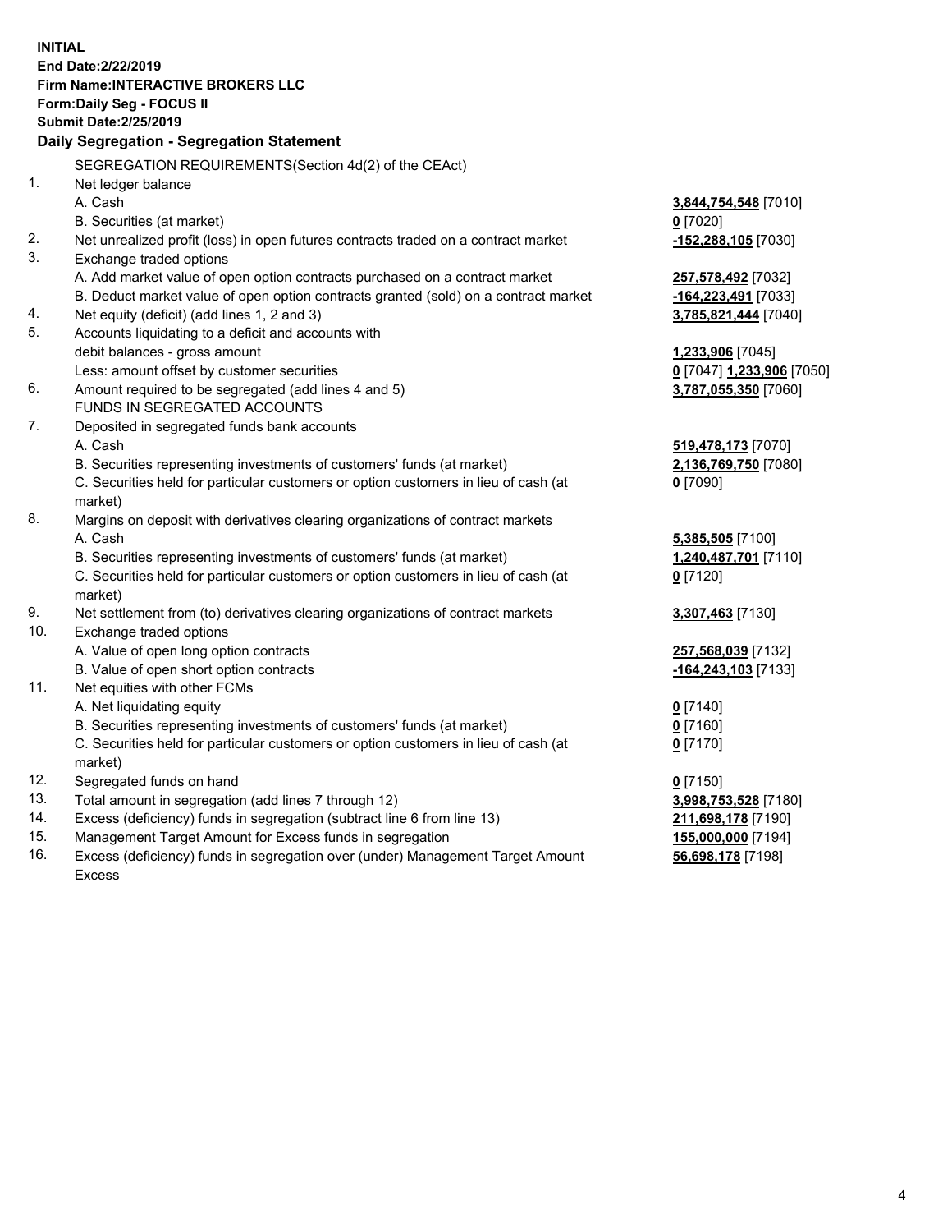**INITIAL**
**End Date:2/22/2019**
**Firm Name:INTERACTIVE BROKERS LLC**
**Form:Daily Seg - FOCUS II**
**Submit Date:2/25/2019**

## Daily Segregation - Segregation Statement

SEGREGATION REQUIREMENTS(Section 4d(2) of the CEAct)

| | | |
|---|---|---|
| 1. | Net ledger balance | |
| | A. Cash | **3,844,754,548** [7010] |
| | B. Securities (at market) | **0** [7020] |
| 2. | Net unrealized profit (loss) in open futures contracts traded on a contract market | **-152,288,105** [7030] |
| 3. | Exchange traded options | |
| | A. Add market value of open option contracts purchased on a contract market | **257,578,492** [7032] |
| | B. Deduct market value of open option contracts granted (sold) on a contract market | **-164,223,491** [7033] |
| 4. | Net equity (deficit) (add lines 1, 2 and 3) | **3,785,821,444** [7040] |
| 5. | Accounts liquidating to a deficit and accounts with debit balances - gross amount | **1,233,906** [7045] |
| | Less: amount offset by customer securities | **0** [7047] **1,233,906** [7050] |
| 6. | Amount required to be segregated (add lines 4 and 5) | **3,787,055,350** [7060] |
| | FUNDS IN SEGREGATED ACCOUNTS | |
| 7. | Deposited in segregated funds bank accounts | |
| | A. Cash | **519,478,173** [7070] |
| | B. Securities representing investments of customers' funds (at market) | **2,136,769,750** [7080] |
| | C. Securities held for particular customers or option customers in lieu of cash (at market) | **0** [7090] |
| 8. | Margins on deposit with derivatives clearing organizations of contract markets | |
| | A. Cash | **5,385,505** [7100] |
| | B. Securities representing investments of customers' funds (at market) | **1,240,487,701** [7110] |
| | C. Securities held for particular customers or option customers in lieu of cash (at market) | **0** [7120] |
| 9. | Net settlement from (to) derivatives clearing organizations of contract markets | **3,307,463** [7130] |
| 10. | Exchange traded options | |
| | A. Value of open long option contracts | **257,568,039** [7132] |
| | B. Value of open short option contracts | **-164,243,103** [7133] |
| 11. | Net equities with other FCMs | |
| | A. Net liquidating equity | **0** [7140] |
| | B. Securities representing investments of customers' funds (at market) | **0** [7160] |
| | C. Securities held for particular customers or option customers in lieu of cash (at market) | **0** [7170] |
| 12. | Segregated funds on hand | **0** [7150] |
| 13. | Total amount in segregation (add lines 7 through 12) | **3,998,753,528** [7180] |
| 14. | Excess (deficiency) funds in segregation (subtract line 6 from line 13) | **211,698,178** [7190] |
| 15. | Management Target Amount for Excess funds in segregation | **155,000,000** [7194] |
| 16. | Excess (deficiency) funds in segregation over (under) Management Target Amount Excess | **56,698,178** [7198] |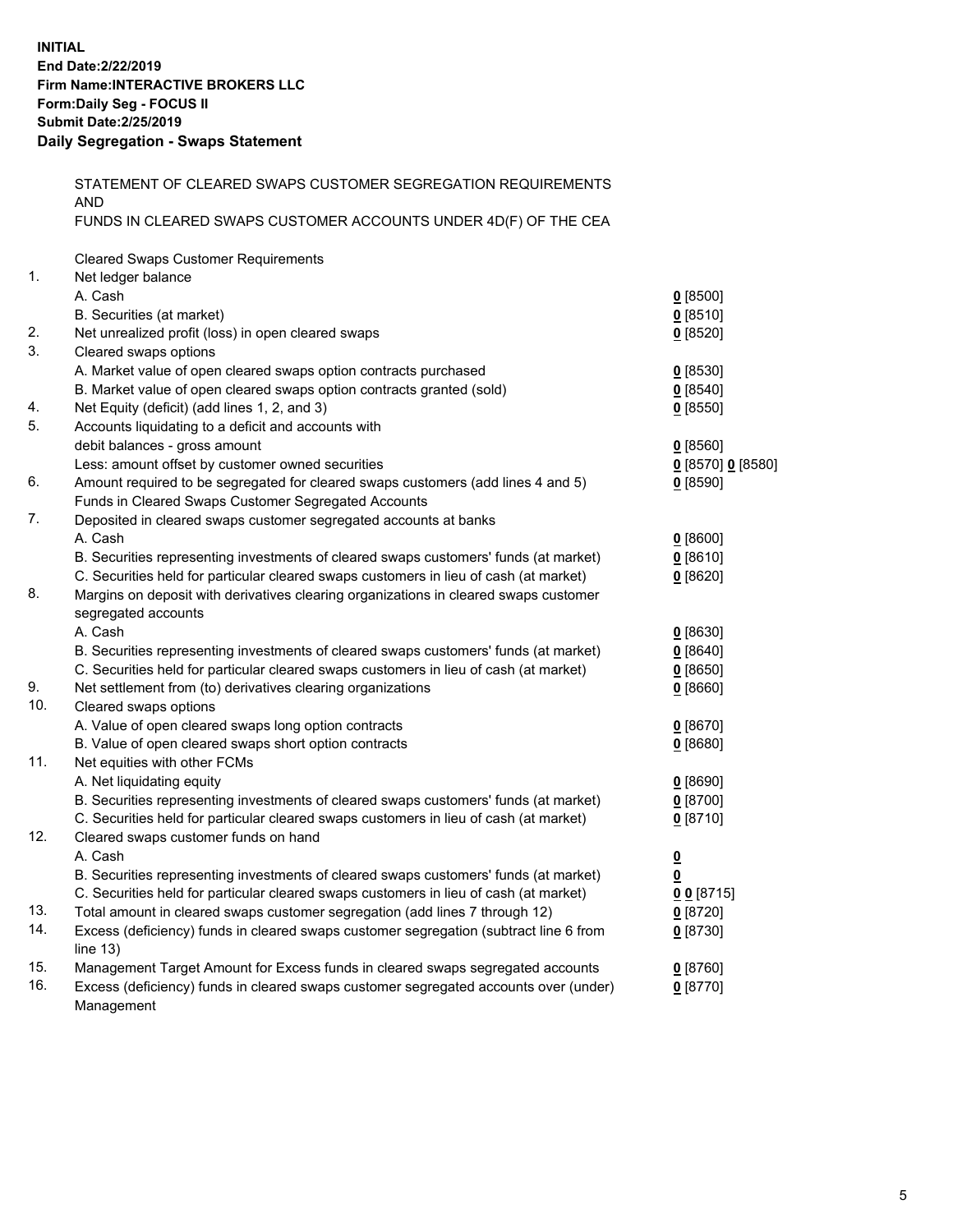**INITIAL**
**End Date:2/22/2019**
**Firm Name:INTERACTIVE BROKERS LLC**
**Form:Daily Seg - FOCUS II**
**Submit Date:2/25/2019**
**Daily Segregation - Swaps Statement**

STATEMENT OF CLEARED SWAPS CUSTOMER SEGREGATION REQUIREMENTS AND FUNDS IN CLEARED SWAPS CUSTOMER ACCOUNTS UNDER 4D(F) OF THE CEA

| | | |
|---|---|---|
| | Cleared Swaps Customer Requirements | |
| 1. | Net ledger balance | |
| | A. Cash | 0 [8500] |
| | B. Securities (at market) | 0 [8510] |
| 2. | Net unrealized profit (loss) in open cleared swaps | 0 [8520] |
| 3. | Cleared swaps options | |
| | A. Market value of open cleared swaps option contracts purchased | 0 [8530] |
| | B. Market value of open cleared swaps option contracts granted (sold) | 0 [8540] |
| 4. | Net Equity (deficit) (add lines 1, 2, and 3) | 0 [8550] |
| 5. | Accounts liquidating to a deficit and accounts with | |
| | debit balances - gross amount | 0 [8560] |
| | Less: amount offset by customer owned securities | 0 [8570] 0 [8580] |
| 6. | Amount required to be segregated for cleared swaps customers (add lines 4 and 5) | 0 [8590] |
| | Funds in Cleared Swaps Customer Segregated Accounts | |
| 7. | Deposited in cleared swaps customer segregated accounts at banks | |
| | A. Cash | 0 [8600] |
| | B. Securities representing investments of cleared swaps customers' funds (at market) | 0 [8610] |
| | C. Securities held for particular cleared swaps customers in lieu of cash (at market) | 0 [8620] |
| 8. | Margins on deposit with derivatives clearing organizations in cleared swaps customer segregated accounts | |
| | A. Cash | 0 [8630] |
| | B. Securities representing investments of cleared swaps customers' funds (at market) | 0 [8640] |
| | C. Securities held for particular cleared swaps customers in lieu of cash (at market) | 0 [8650] |
| 9. | Net settlement from (to) derivatives clearing organizations | 0 [8660] |
| 10. | Cleared swaps options | |
| | A. Value of open cleared swaps long option contracts | 0 [8670] |
| | B. Value of open cleared swaps short option contracts | 0 [8680] |
| 11. | Net equities with other FCMs | |
| | A. Net liquidating equity | 0 [8690] |
| | B. Securities representing investments of cleared swaps customers' funds (at market) | 0 [8700] |
| | C. Securities held for particular cleared swaps customers in lieu of cash (at market) | 0 [8710] |
| 12. | Cleared swaps customer funds on hand | |
| | A. Cash | 0 |
| | B. Securities representing investments of cleared swaps customers' funds (at market) | 0 |
| | C. Securities held for particular cleared swaps customers in lieu of cash (at market) | 0 0 [8715] |
| 13. | Total amount in cleared swaps customer segregation (add lines 7 through 12) | 0 [8720] |
| 14. | Excess (deficiency) funds in cleared swaps customer segregation (subtract line 6 from line 13) | 0 [8730] |
| 15. | Management Target Amount for Excess funds in cleared swaps segregated accounts | 0 [8760] |
| 16. | Excess (deficiency) funds in cleared swaps customer segregated accounts over (under) Management | 0 [8770] |